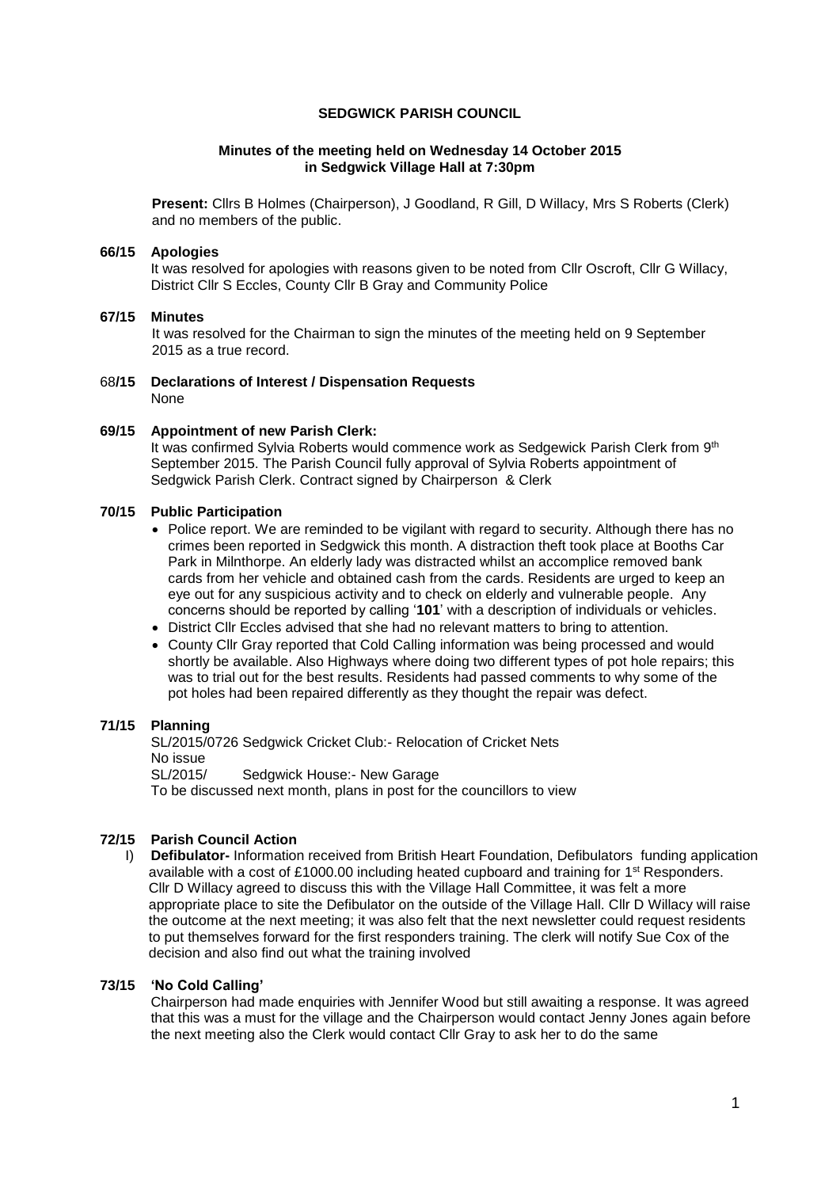# SEDGWICK PARISH COUNCIL

## Minutes of the meeting held on Wednesday 14 October 2015 in Sedgwick Village Hall at 7:30pm

**Present:** Cllrs B Holmes (Chairperson), J Goodland, R Gill, D Willacy, Mrs S Roberts (Clerk) and no members of the public.

**66/15 Apologies**

It was resolved for apologies with reasons given to be noted from Cllr Oscroft, Cllr G Willacy, District Cllr S Eccles, County Cllr B Gray and Community Police

**67/15 Minutes**

It was resolved for the Chairman to sign the minutes of the meeting held on 9 September 2015 as a true record.

**68/15 Declarations of Interest / Dispensation Requests**

None

**69/15 Appointment of new Parish Clerk:**

It was confirmed Sylvia Roberts would commence work as Sedgewick Parish Clerk from 9th September 2015. The Parish Council fully approval of Sylvia Roberts appointment of Sedgwick Parish Clerk. Contract signed by Chairperson & Clerk

**70/15 Public Participation**

- Police report. We are reminded to be vigilant with regard to security. Although there has no crimes been reported in Sedgwick this month. A distraction theft took place at Booths Car Park in Milnthorpe. An elderly lady was distracted whilst an accomplice removed bank cards from her vehicle and obtained cash from the cards. Residents are urged to keep an eye out for any suspicious activity and to check on elderly and vulnerable people. Any concerns should be reported by calling '**101**' with a description of individuals or vehicles.
- District Cllr Eccles advised that she had no relevant matters to bring to attention.
- County Cllr Gray reported that Cold Calling information was being processed and would shortly be available. Also Highways where doing two different types of pot hole repairs; this was to trial out for the best results. Residents had passed comments to why some of the pot holes had been repaired differently as they thought the repair was defect.

**71/15 Planning**

SL/2015/0726 Sedgwick Cricket Club:- Relocation of Cricket Nets

No issue

SL/2015/ Sedgwick House:- New Garage

To be discussed next month, plans in post for the councillors to view

**72/15 Parish Council Action**

I) **Defibulator-** Information received from British Heart Foundation, Defibulators funding application available with a cost of £1000.00 including heated cupboard and training for 1st Responders. Cllr D Willacy agreed to discuss this with the Village Hall Committee, it was felt a more appropriate place to site the Defibulator on the outside of the Village Hall. Cllr D Willacy will raise the outcome at the next meeting; it was also felt that the next newsletter could request residents to put themselves forward for the first responders training. The clerk will notify Sue Cox of the decision and also find out what the training involved

**73/15 'No Cold Calling'**

Chairperson had made enquiries with Jennifer Wood but still awaiting a response. It was agreed that this was a must for the village and the Chairperson would contact Jenny Jones again before the next meeting also the Clerk would contact Cllr Gray to ask her to do the same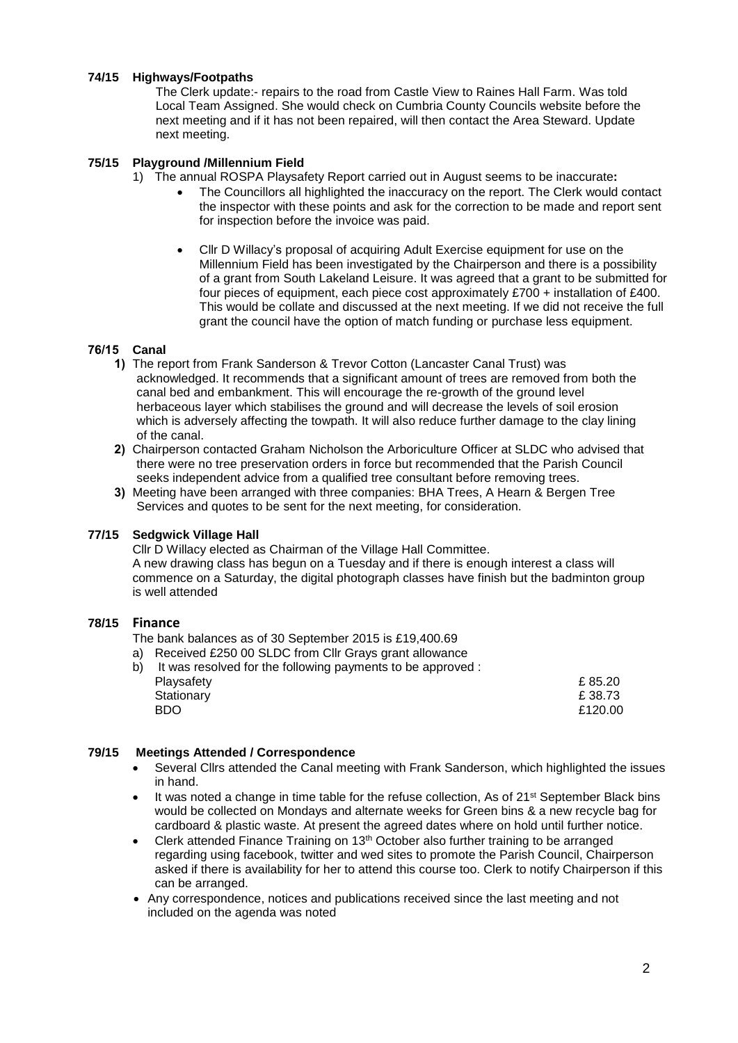### 74/15 Highways/Footpaths

The Clerk update:- repairs to the road from Castle View to Raines Hall Farm. Was told Local Team Assigned. She would check on Cumbria County Councils website before the next meeting and if it has not been repaired, will then contact the Area Steward. Update next meeting.

### 75/15 Playground /Millennium Field

1) The annual ROSPA Playsafety Report carried out in August seems to be inaccurate**:**
   - The Councillors all highlighted the inaccuracy on the report. The Clerk would contact the inspector with these points and ask for the correction to be made and report sent for inspection before the invoice was paid.
   - Cllr D Willacy's proposal of acquiring Adult Exercise equipment for use on the Millennium Field has been investigated by the Chairperson and there is a possibility of a grant from South Lakeland Leisure. It was agreed that a grant to be submitted for four pieces of equipment, each piece cost approximately £700 + installation of £400. This would be collate and discussed at the next meeting. If we did not receive the full grant the council have the option of match funding or purchase less equipment.

### 76/15 Canal

1) The report from Frank Sanderson & Trevor Cotton (Lancaster Canal Trust) was acknowledged. It recommends that a significant amount of trees are removed from both the canal bed and embankment. This will encourage the re-growth of the ground level herbaceous layer which stabilises the ground and will decrease the levels of soil erosion which is adversely affecting the towpath. It will also reduce further damage to the clay lining of the canal.
2) Chairperson contacted Graham Nicholson the Arboriculture Officer at SLDC who advised that there were no tree preservation orders in force but recommended that the Parish Council seeks independent advice from a qualified tree consultant before removing trees.
3) Meeting have been arranged with three companies: BHA Trees, A Hearn & Bergen Tree Services and quotes to be sent for the next meeting, for consideration.

### 77/15 Sedgwick Village Hall

Cllr D Willacy elected as Chairman of the Village Hall Committee.
A new drawing class has begun on a Tuesday and if there is enough interest a class will commence on a Saturday, the digital photograph classes have finish but the badminton group is well attended

### 78/15 Finance

The bank balances as of 30 September 2015 is £19,400.69

a) Received £250 00 SLDC from Cllr Grays grant allowance
b) It was resolved for the following payments to be approved :

| | |
|---|---|
| Playsafety | £ 85.20 |
| Stationary | £ 38.73 |
| BDO | £120.00 |

### 79/15 Meetings Attended / Correspondence

- Several Cllrs attended the Canal meeting with Frank Sanderson, which highlighted the issues in hand.
- It was noted a change in time table for the refuse collection, As of 21st September Black bins would be collected on Mondays and alternate weeks for Green bins & a new recycle bag for cardboard & plastic waste. At present the agreed dates where on hold until further notice.
- Clerk attended Finance Training on 13th October also further training to be arranged regarding using facebook, twitter and wed sites to promote the Parish Council, Chairperson asked if there is availability for her to attend this course too. Clerk to notify Chairperson if this can be arranged.
- Any correspondence, notices and publications received since the last meeting and not included on the agenda was noted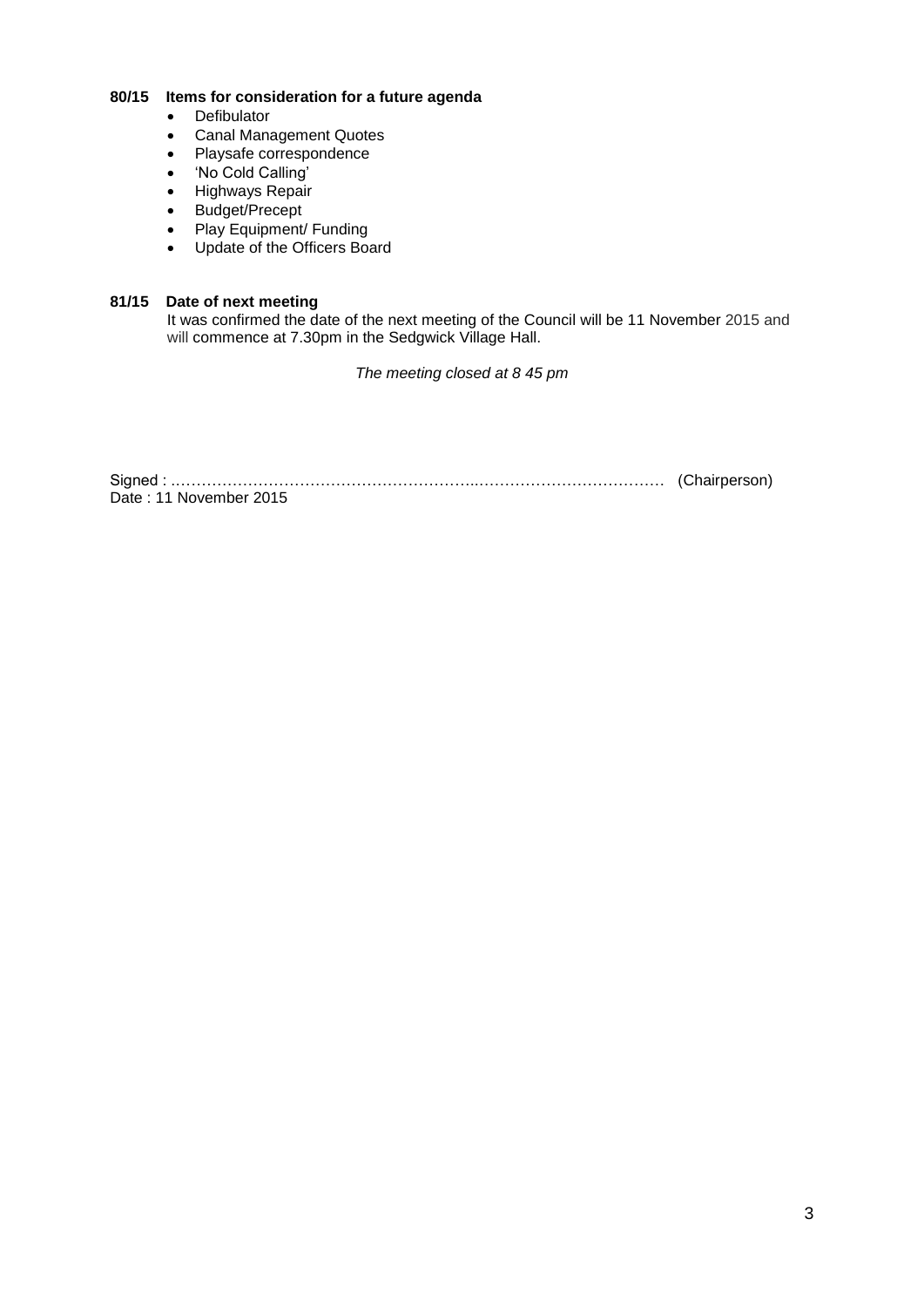**80/15 Items for consideration for a future agenda**

- Defibulator
- Canal Management Quotes
- Playsafe correspondence
- 'No Cold Calling'
- Highways Repair
- Budget/Precept
- Play Equipment/ Funding
- Update of the Officers Board

**81/15 Date of next meeting**

It was confirmed the date of the next meeting of the Council will be 11 November 2015 and will commence at 7.30pm in the Sedgwick Village Hall.

*The meeting closed at 8 45 pm*

Signed : ……………………………………………………..……………………………… (Chairperson)
Date : 11 November 2015